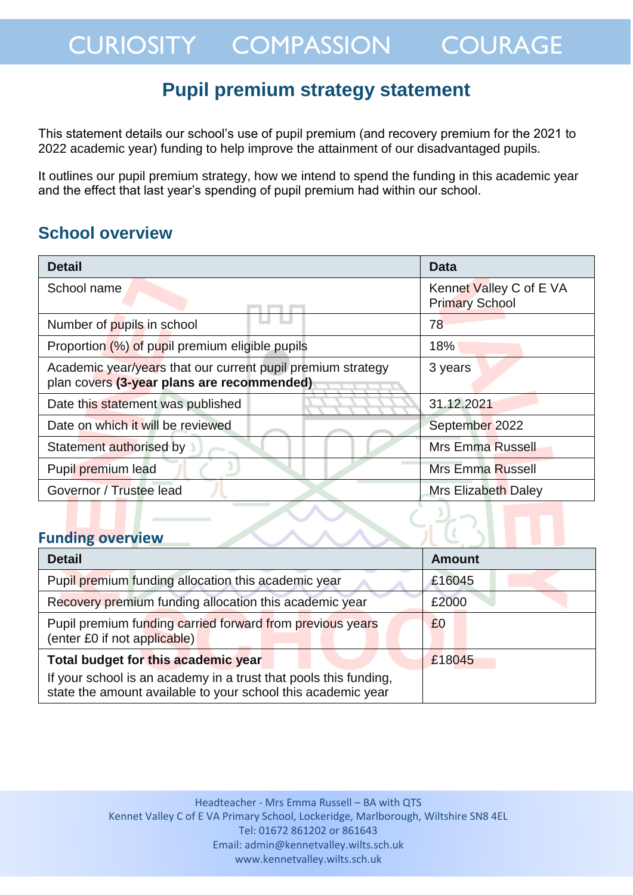CURIOSITY COMPASSION COURAGE

# Pupil premium strategy statement

This statement details our school's use of pupil premium (and recovery premium for the 2021 to 2022 academic year) funding to help improve the attainment of our disadvantaged pupils.

It outlines our pupil premium strategy, how we intend to spend the funding in this academic year and the effect that last year's spending of pupil premium had within our school.

## School overview

| Detail | Data |
|---|---|
| School name | Kennet Valley C of E VA Primary School |
| Number of pupils in school | 78 |
| Proportion (%) of pupil premium eligible pupils | 18% |
| Academic year/years that our current pupil premium strategy plan covers **(3-year plans are recommended)** | 3 years |
| Date this statement was published | 31.12.2021 |
| Date on which it will be reviewed | September 2022 |
| Statement authorised by | Mrs Emma Russell |
| Pupil premium lead | Mrs Emma Russell |
| Governor / Trustee lead | Mrs Elizabeth Daley |

## Funding overview

| Detail | Amount |
|---|---|
| Pupil premium funding allocation this academic year | £16045 |
| Recovery premium funding allocation this academic year | £2000 |
| Pupil premium funding carried forward from previous years (enter £0 if not applicable) | £0 |
| **Total budget for this academic year** If your school is an academy in a trust that pools this funding, state the amount available to your school this academic year | £18045 |

Headteacher - Mrs Emma Russell – BA with QTS
Kennet Valley C of E VA Primary School, Lockeridge, Marlborough, Wiltshire SN8 4EL
Tel: 01672 861202 or 861643
Email: admin@kennetvalley.wilts.sch.uk
www.kennetvalley.wilts.sch.uk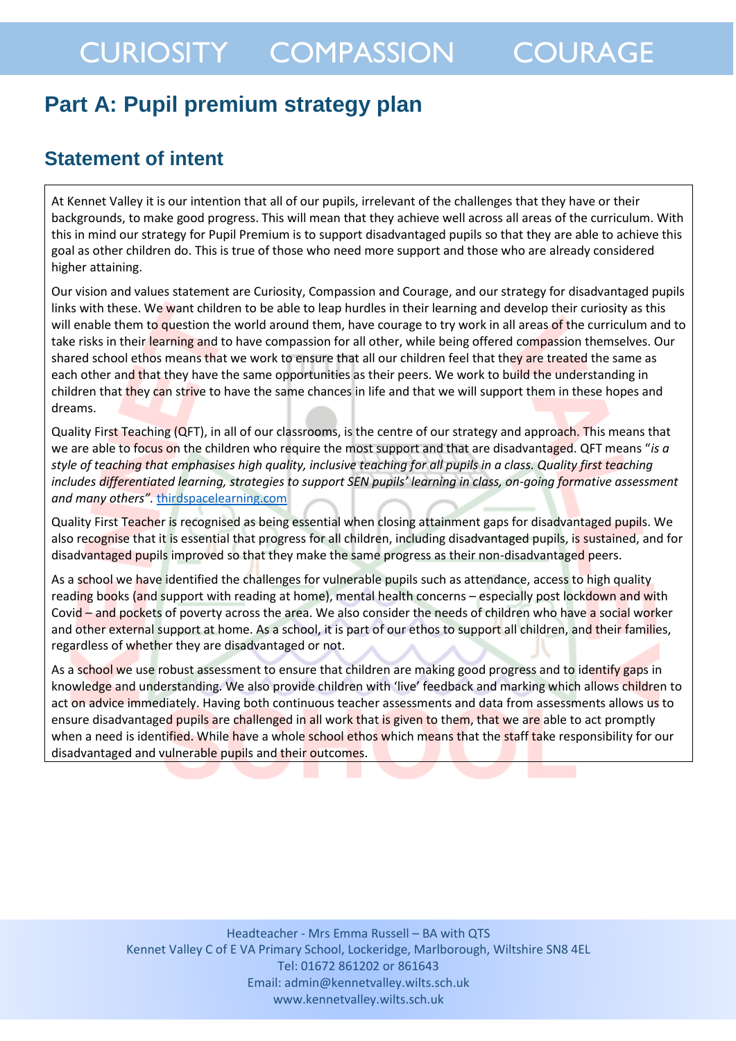# Part A: Pupil premium strategy plan

## Statement of intent

At Kennet Valley it is our intention that all of our pupils, irrelevant of the challenges that they have or their backgrounds, to make good progress. This will mean that they achieve well across all areas of the curriculum. With this in mind our strategy for Pupil Premium is to support disadvantaged pupils so that they are able to achieve this goal as other children do. This is true of those who need more support and those who are already considered higher attaining.

Our vision and values statement are Curiosity, Compassion and Courage, and our strategy for disadvantaged pupils links with these. We want children to be able to leap hurdles in their learning and develop their curiosity as this will enable them to question the world around them, have courage to try work in all areas of the curriculum and to take risks in their learning and to have compassion for all other, while being offered compassion themselves. Our shared school ethos means that we work to ensure that all our children feel that they are treated the same as each other and that they have the same opportunities as their peers. We work to build the understanding in children that they can strive to have the same chances in life and that we will support them in these hopes and dreams.

Quality First Teaching (QFT), in all of our classrooms, is the centre of our strategy and approach. This means that we are able to focus on the children who require the most support and that are disadvantaged. QFT means "*is a style of teaching that emphasises high quality, inclusive teaching for all pupils in a class. Quality first teaching includes differentiated learning, strategies to support SEN pupils' learning in class, on-going formative assessment and many others*". thirdspacelearning.com

Quality First Teacher is recognised as being essential when closing attainment gaps for disadvantaged pupils. We also recognise that it is essential that progress for all children, including disadvantaged pupils, is sustained, and for disadvantaged pupils improved so that they make the same progress as their non-disadvantaged peers.

As a school we have identified the challenges for vulnerable pupils such as attendance, access to high quality reading books (and support with reading at home), mental health concerns – especially post lockdown and with Covid – and pockets of poverty across the area. We also consider the needs of children who have a social worker and other external support at home. As a school, it is part of our ethos to support all children, and their families, regardless of whether they are disadvantaged or not.

As a school we use robust assessment to ensure that children are making good progress and to identify gaps in knowledge and understanding. We also provide children with 'live' feedback and marking which allows children to act on advice immediately. Having both continuous teacher assessments and data from assessments allows us to ensure disadvantaged pupils are challenged in all work that is given to them, that we are able to act promptly when a need is identified. While have a whole school ethos which means that the staff take responsibility for our disadvantaged and vulnerable pupils and their outcomes.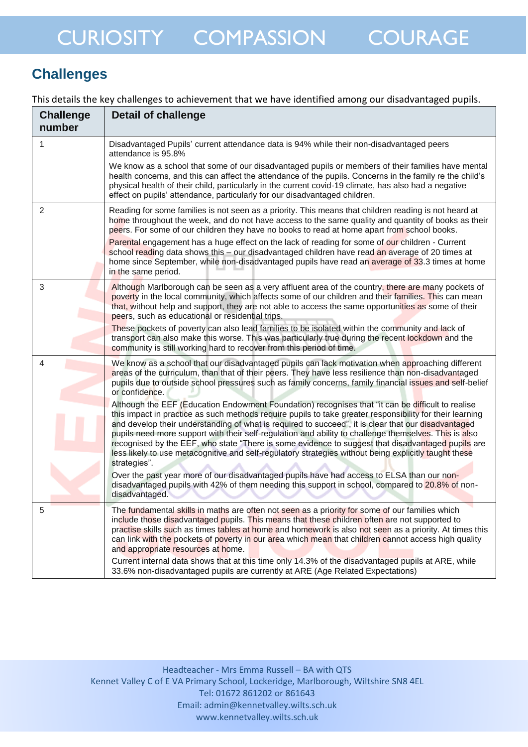## Challenges

This details the key challenges to achievement that we have identified among our disadvantaged pupils.

| Challenge number | Detail of challenge |
|---|---|
| 1 | Disadvantaged Pupils' current attendance data is 94% while their non-disadvantaged peers attendance is 95.8%<br><br>We know as a school that some of our disadvantaged pupils or members of their families have mental health concerns, and this can affect the attendance of the pupils. Concerns in the family re the child's physical health of their child, particularly in the current covid-19 climate, has also had a negative effect on pupils' attendance, particularly for our disadvantaged children. |
| 2 | Reading for some families is not seen as a priority. This means that children reading is not heard at home throughout the week, and do not have access to the same quality and quantity of books as their peers. For some of our children they have no books to read at home apart from school books.<br><br>Parental engagement has a huge effect on the lack of reading for some of our children - Current school reading data shows this – our disadvantaged children have read an average of 20 times at home since September, while non-disadvantaged pupils have read an average of 33.3 times at home in the same period. |
| 3 | Although Marlborough can be seen as a very affluent area of the country, there are many pockets of poverty in the local community, which affects some of our children and their families. This can mean that, without help and support, they are not able to access the same opportunities as some of their peers, such as educational or residential trips.<br><br>These pockets of poverty can also lead families to be isolated within the community and lack of transport can also make this worse. This was particularly true during the recent lockdown and the community is still working hard to recover from this period of time. |
| 4 | We know as a school that our disadvantaged pupils can lack motivation when approaching different areas of the curriculum, than that of their peers. They have less resilience than non-disadvantaged pupils due to outside school pressures such as family concerns, family financial issues and self-belief or confidence.<br><br>Although the EEF (Education Endowment Foundation) recognises that "it can be difficult to realise this impact in practice as such methods require pupils to take greater responsibility for their learning and develop their understanding of what is required to succeed", it is clear that our disadvantaged pupils need more support with their self-regulation and ability to challenge themselves. This is also recognised by the EEF, who state "There is some evidence to suggest that disadvantaged pupils are less likely to use metacognitive and self-regulatory strategies without being explicitly taught these strategies".<br><br>Over the past year more of our disadvantaged pupils have had access to ELSA than our non-disadvantaged pupils with 42% of them needing this support in school, compared to 20.8% of non-disadvantaged. |
| 5 | The fundamental skills in maths are often not seen as a priority for some of our families which include those disadvantaged pupils. This means that these children often are not supported to practise skills such as times tables at home and homework is also not seen as a priority. At times this can link with the pockets of poverty in our area which mean that children cannot access high quality and appropriate resources at home.<br><br>Current internal data shows that at this time only 14.3% of the disadvantaged pupils at ARE, while 33.6% non-disadvantaged pupils are currently at ARE (Age Related Expectations) |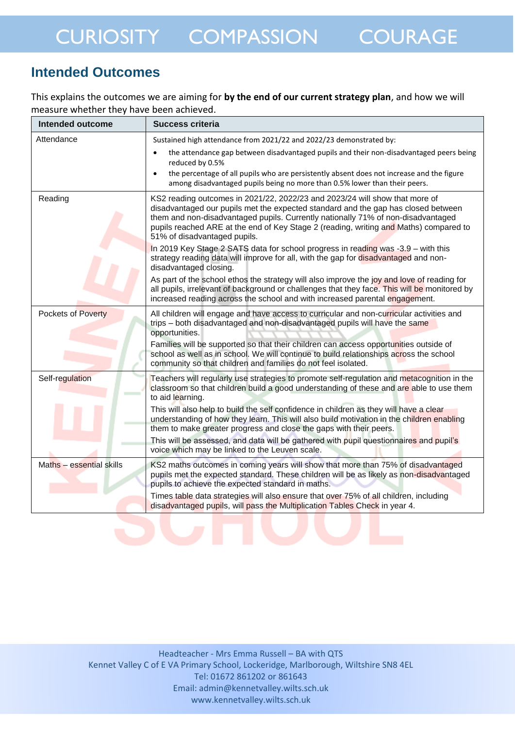## Intended Outcomes

This explains the outcomes we are aiming for **by the end of our current strategy plan**, and how we will measure whether they have been achieved.

| Intended outcome | Success criteria |
|---|---|
| Attendance | Sustained high attendance from 2021/22 and 2022/23 demonstrated by:<br>• the attendance gap between disadvantaged pupils and their non-disadvantaged peers being reduced by 0.5%<br>• the percentage of all pupils who are persistently absent does not increase and the figure among disadvantaged pupils being no more than 0.5% lower than their peers. |
| Reading | KS2 reading outcomes in 2021/22, 2022/23 and 2023/24 will show that more of disadvantaged our pupils met the expected standard and the gap has closed between them and non-disadvantaged pupils. Currently nationally 71% of non-disadvantaged pupils reached ARE at the end of Key Stage 2 (reading, writing and Maths) compared to 51% of disadvantaged pupils.<br>In 2019 Key Stage 2 SATS data for school progress in reading was -3.9 – with this strategy reading data will improve for all, with the gap for disadvantaged and non-disadvantaged closing.<br>As part of the school ethos the strategy will also improve the joy and love of reading for all pupils, irrelevant of background or challenges that they face. This will be monitored by increased reading across the school and with increased parental engagement. |
| Pockets of Poverty | All children will engage and have access to curricular and non-curricular activities and trips – both disadvantaged and non-disadvantaged pupils will have the same opportunities.<br>Families will be supported so that their children can access opportunities outside of school as well as in school. We will continue to build relationships across the school community so that children and families do not feel isolated. |
| Self-regulation | Teachers will regularly use strategies to promote self-regulation and metacognition in the classroom so that children build a good understanding of these and are able to use them to aid learning.<br>This will also help to build the self confidence in children as they will have a clear understanding of how they learn. This will also build motivation in the children enabling them to make greater progress and close the gaps with their peers.<br>This will be assessed, and data will be gathered with pupil questionnaires and pupil's voice which may be linked to the Leuven scale. |
| Maths – essential skills | KS2 maths outcomes in coming years will show that more than 75% of disadvantaged pupils met the expected standard. These children will be as likely as non-disadvantaged pupils to achieve the expected standard in maths.<br>Times table data strategies will also ensure that over 75% of all children, including disadvantaged pupils, will pass the Multiplication Tables Check in year 4. |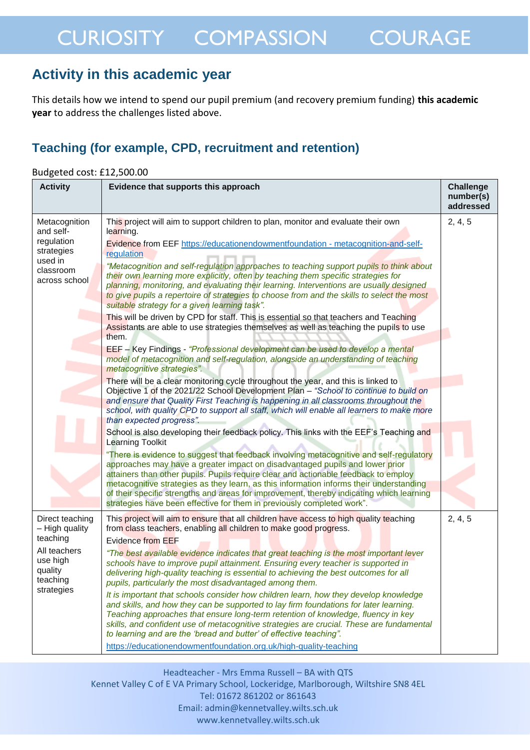## Activity in this academic year

This details how we intend to spend our pupil premium (and recovery premium funding) **this academic year** to address the challenges listed above.

### Teaching (for example, CPD, recruitment and retention)

Budgeted cost: £12,500.00

| Activity | Evidence that supports this approach | Challenge number(s) addressed |
|---|---|---|
| Metacognition and self-regulation strategies used in classroom across school | This project will aim to support children to plan, monitor and evaluate their own learning.<br>Evidence from EEF [https://educationendowmentfoundation - metacognition-and-self-regulation](https://educationendowmentfoundation - metacognition-and-self-regulation)<br>*"Metacognition and self-regulation approaches to teaching support pupils to think about their own learning more explicitly, often by teaching them specific strategies for planning, monitoring, and evaluating their learning. Interventions are usually designed to give pupils a repertoire of strategies to choose from and the skills to select the most suitable strategy for a given learning task".*<br>This will be driven by CPD for staff. This is essential so that teachers and Teaching Assistants are able to use strategies themselves as well as teaching the pupils to use them.<br>EEF – Key Findings - *"Professional development can be used to develop a mental model of metacognition and self-regulation, alongside an understanding of teaching metacognitive strategies".*<br>There will be a clear monitoring cycle throughout the year, and this is linked to Objective 1 of the 2021/22 School Development Plan – *"School to continue to build on and ensure that Quality First Teaching is happening in all classrooms throughout the school, with quality CPD to support all staff, which will enable all learners to make more than expected progress".*<br>School is also developing their feedback policy. This links with the EEF's Teaching and Learning Toolkit<br>"There is evidence to suggest that feedback involving metacognitive and self-regulatory approaches may have a greater impact on disadvantaged pupils and lower prior attainers than other pupils. Pupils require clear and actionable feedback to employ metacognitive strategies as they learn, as this information informs their understanding of their specific strengths and areas for improvement, thereby indicating which learning strategies have been effective for them in previously completed work". | 2, 4, 5 |
| Direct teaching – High quality teaching<br>All teachers use high quality teaching strategies | This project will aim to ensure that all children have access to high quality teaching from class teachers, enabling all children to make good progress.<br>Evidence from EEF<br>*"The best available evidence indicates that great teaching is the most important lever schools have to improve pupil attainment. Ensuring every teacher is supported in delivering high-quality teaching is essential to achieving the best outcomes for all pupils, particularly the most disadvantaged among them.*<br>*It is important that schools consider how children learn, how they develop knowledge and skills, and how they can be supported to lay firm foundations for later learning. Teaching approaches that ensure long-term retention of knowledge, fluency in key skills, and confident use of metacognitive strategies are crucial. These are fundamental to learning and are the 'bread and butter' of effective teaching".*<br>[https://educationendowmentfoundation.org.uk/high-quality-teaching](https://educationendowmentfoundation.org.uk/high-quality-teaching) | 2, 4, 5 |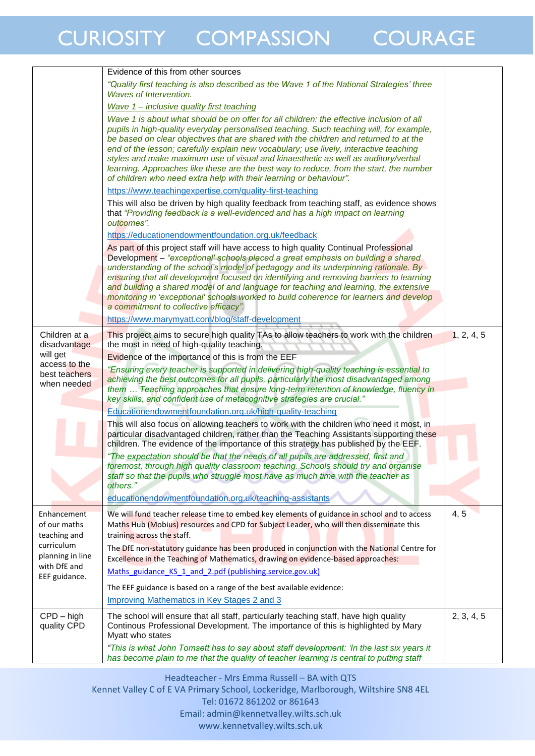| | | |
|---|---|---|
| | Evidence of this from other sources<br>*"Quality first teaching is also described as the Wave 1 of the National Strategies' three Waves of Intervention.*<br>*Wave 1 – inclusive quality first teaching*<br>*Wave 1 is about what should be on offer for all children: the effective inclusion of all pupils in high-quality everyday personalised teaching. Such teaching will, for example, be based on clear objectives that are shared with the children and returned to at the end of the lesson; carefully explain new vocabulary; use lively, interactive teaching styles and make maximum use of visual and kinaesthetic as well as auditory/verbal learning. Approaches like these are the best way to reduce, from the start, the number of children who need extra help with their learning or behaviour".*<br>https://www.teachingexpertise.com/quality-first-teaching<br>This will also be driven by high quality feedback from teaching staff, as evidence shows that *"Providing feedback is a well-evidenced and has a high impact on learning outcomes".*<br>https://educationendowmentfoundation.org.uk/feedback<br>As part of this project staff will have access to high quality Continual Professional Development – *"exceptional' schools placed a great emphasis on building a shared understanding of the school's model of pedagogy and its underpinning rationale. By ensuring that all development focused on identifying and removing barriers to learning and building a shared model of and language for teaching and learning, the extensive monitoring in 'exceptional' schools worked to build coherence for learners and develop a commitment to collective efficacy".*<br>https://www.marymyatt.com/blog/staff-development | |
| Children at a disadvantage will get access to the best teachers when needed | This project aims to secure high quality TAs to allow teachers to work with the children the most in need of high-quality teaching.<br>Evidence of the importance of this is from the EEF<br>*"Ensuring every teacher is supported in delivering high-quality teaching is essential to achieving the best outcomes for all pupils, particularly the most disadvantaged among them … Teaching approaches that ensure long-term retention of knowledge, fluency in key skills, and confident use of metacognitive strategies are crucial."*<br>Educationendowmentfoundation.org.uk/high-quality-teaching<br>This will also focus on allowing teachers to work with the children who need it most, in particular disadvantaged children, rather than the Teaching Assistants supporting these children. The evidence of the importance of this strategy has published by the EEF.<br>*"The expectation should be that the needs of all pupils are addressed, first and foremost, through high quality classroom teaching. Schools should try and organise staff so that the pupils who struggle most have as much time with the teacher as others."*<br>educationendowmentfoundation.org.uk/teaching-assistants | 1, 2, 4, 5 |
| Enhancement of our maths teaching and curriculum planning in line with DfE and EEF guidance. | We will fund teacher release time to embed key elements of guidance in school and to access Maths Hub (Mobius) resources and CPD for Subject Leader, who will then disseminate this training across the staff.<br>The DfE non-statutory guidance has been produced in conjunction with the National Centre for Excellence in the Teaching of Mathematics, drawing on evidence-based approaches:<br>Maths_guidance_KS_1_and_2.pdf (publishing.service.gov.uk)<br>The EEF guidance is based on a range of the best available evidence:<br>Improving Mathematics in Key Stages 2 and 3 | 4, 5 |
| CPD – high quality CPD | The school will ensure that all staff, particularly teaching staff, have high quality Continous Professional Development. The importance of this is highlighted by Mary Myatt who states<br>*"This is what John Tomsett has to say about staff development: 'In the last six years it has become plain to me that the quality of teacher learning is central to putting staff* | 2, 3, 4, 5 |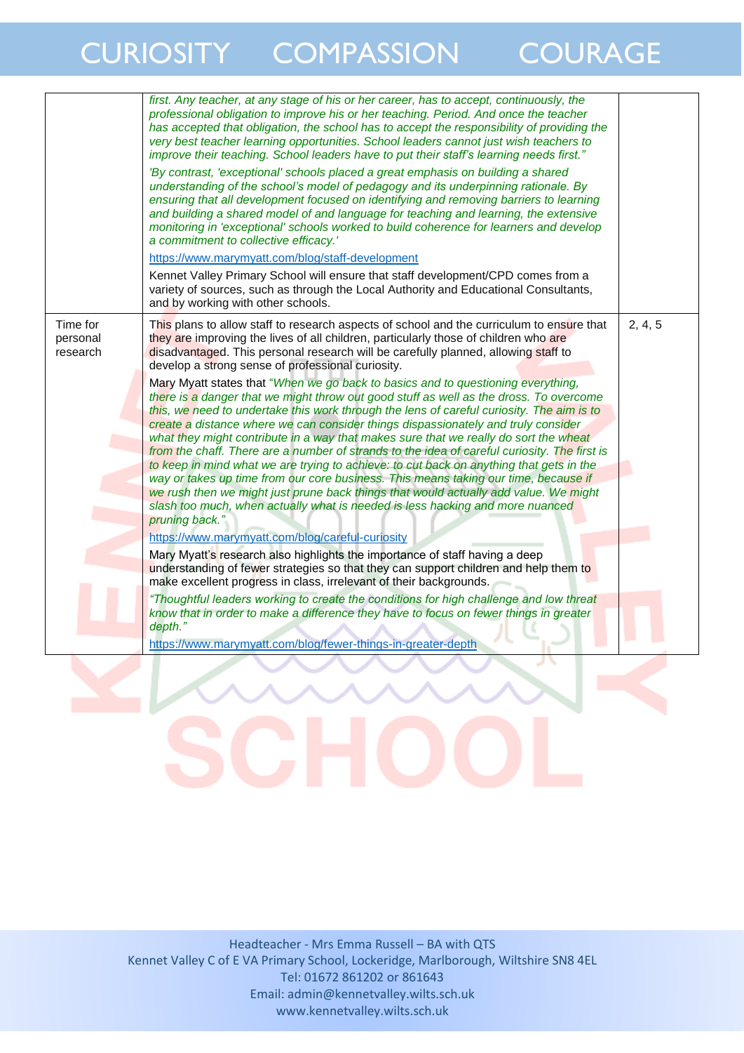| | | |
|---|---|---|
| | *first. Any teacher, at any stage of his or her career, has to accept, continuously, the professional obligation to improve his or her teaching. Period. And once the teacher has accepted that obligation, the school has to accept the responsibility of providing the very best teacher learning opportunities. School leaders cannot just wish teachers to improve their teaching. School leaders have to put their staff's learning needs first."*<br><br>*'By contrast, 'exceptional' schools placed a great emphasis on building a shared understanding of the school's model of pedagogy and its underpinning rationale. By ensuring that all development focused on identifying and removing barriers to learning and building a shared model of and language for teaching and learning, the extensive monitoring in 'exceptional' schools worked to build coherence for learners and develop a commitment to collective efficacy.'*<br><br>https://www.marymyatt.com/blog/staff-development<br><br>Kennet Valley Primary School will ensure that staff development/CPD comes from a variety of sources, such as through the Local Authority and Educational Consultants, and by working with other schools. | |
| Time for personal research | This plans to allow staff to research aspects of school and the curriculum to ensure that they are improving the lives of all children, particularly those of children who are disadvantaged. This personal research will be carefully planned, allowing staff to develop a strong sense of professional curiosity.<br><br>Mary Myatt states that *"When we go back to basics and to questioning everything, there is a danger that we might throw out good stuff as well as the dross. To overcome this, we need to undertake this work through the lens of careful curiosity. The aim is to create a distance where we can consider things dispassionately and truly consider what they might contribute in a way that makes sure that we really do sort the wheat from the chaff. There are a number of strands to the idea of careful curiosity. The first is to keep in mind what we are trying to achieve: to cut back on anything that gets in the way or takes up time from our core business. This means taking our time, because if we rush then we might just prune back things that would actually add value. We might slash too much, when actually what is needed is less hacking and more nuanced pruning back."*<br><br>https://www.marymyatt.com/blog/careful-curiosity<br><br>Mary Myatt's research also highlights the importance of staff having a deep understanding of fewer strategies so that they can support children and help them to make excellent progress in class, irrelevant of their backgrounds.<br><br>*"Thoughtful leaders working to create the conditions for high challenge and low threat know that in order to make a difference they have to focus on fewer things in greater depth."*<br><br>https://www.marymyatt.com/blog/fewer-things-in-greater-depth | 2, 4, 5 |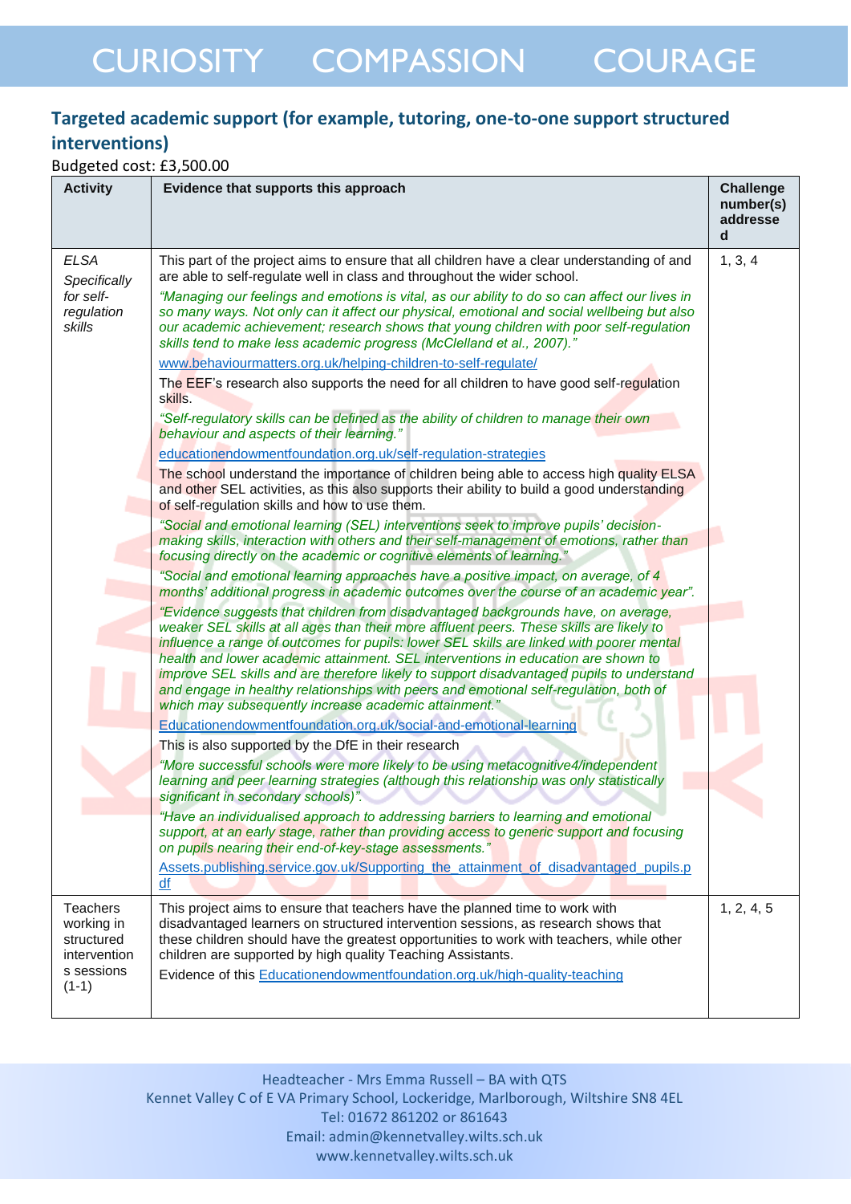## Targeted academic support (for example, tutoring, one-to-one support structured interventions)

Budgeted cost: £3,500.00

| Activity | Evidence that supports this approach | Challenge number(s) addressed |
|---|---|---|
| *ELSA Specifically for self-regulation skills* | This part of the project aims to ensure that all children have a clear understanding of and are able to self-regulate well in class and throughout the wider school.<br>*"Managing our feelings and emotions is vital, as our ability to do so can affect our lives in so many ways. Not only can it affect our physical, emotional and social wellbeing but also our academic achievement; research shows that young children with poor self-regulation skills tend to make less academic progress (McClelland et al., 2007)."*<br>www.behaviourmatters.org.uk/helping-children-to-self-regulate/<br>The EEF's research also supports the need for all children to have good self-regulation skills.<br>*"Self-regulatory skills can be defined as the ability of children to manage their own behaviour and aspects of their learning."*<br>educationendowmentfoundation.org.uk/self-regulation-strategies<br>The school understand the importance of children being able to access high quality ELSA and other SEL activities, as this also supports their ability to build a good understanding of self-regulation skills and how to use them.<br>*"Social and emotional learning (SEL) interventions seek to improve pupils' decision-making skills, interaction with others and their self-management of emotions, rather than focusing directly on the academic or cognitive elements of learning."*<br>*"Social and emotional learning approaches have a positive impact, on average, of 4 months' additional progress in academic outcomes over the course of an academic year".*<br>*"Evidence suggests that children from disadvantaged backgrounds have, on average, weaker SEL skills at all ages than their more affluent peers. These skills are likely to influence a range of outcomes for pupils: lower SEL skills are linked with poorer mental health and lower academic attainment. SEL interventions in education are shown to improve SEL skills and are therefore likely to support disadvantaged pupils to understand and engage in healthy relationships with peers and emotional self-regulation, both of which may subsequently increase academic attainment."*<br>Educationendowmentfoundation.org.uk/social-and-emotional-learning<br>This is also supported by the DfE in their research<br>*"More successful schools were more likely to be using metacognitive4/independent learning and peer learning strategies (although this relationship was only statistically significant in secondary schools)".*<br>*"Have an individualised approach to addressing barriers to learning and emotional support, at an early stage, rather than providing access to generic support and focusing on pupils nearing their end-of-key-stage assessments."*<br>Assets.publishing.service.gov.uk/Supporting_the_attainment_of_disadvantaged_pupils.pdf | 1, 3, 4 |
| Teachers working in structured interventions sessions (1-1) | This project aims to ensure that teachers have the planned time to work with disadvantaged learners on structured intervention sessions, as research shows that these children should have the greatest opportunities to work with teachers, while other children are supported by high quality Teaching Assistants.<br>Evidence of this Educationendowmentfoundation.org.uk/high-quality-teaching | 1, 2, 4, 5 |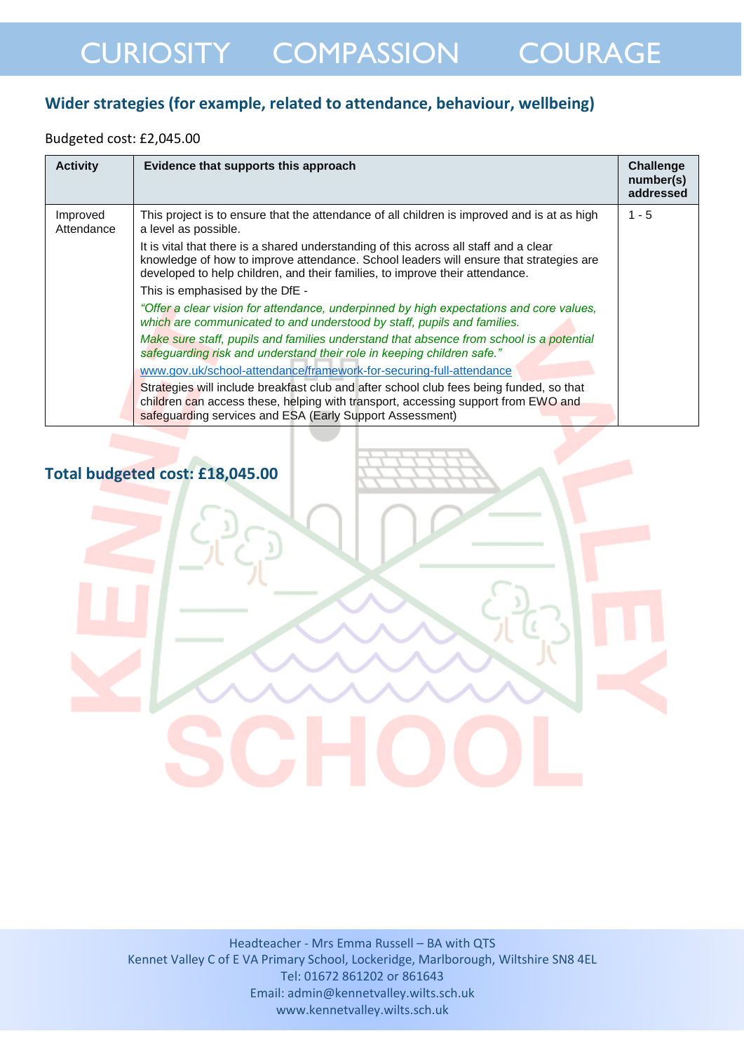## Wider strategies (for example, related to attendance, behaviour, wellbeing)

Budgeted cost: £2,045.00

| Activity | Evidence that supports this approach | Challenge number(s) addressed |
|---|---|---|
| Improved Attendance | This project is to ensure that the attendance of all children is improved and is at as high a level as possible.<br>It is vital that there is a shared understanding of this across all staff and a clear knowledge of how to improve attendance. School leaders will ensure that strategies are developed to help children, and their families, to improve their attendance.<br>This is emphasised by the DfE -<br>*"Offer a clear vision for attendance, underpinned by high expectations and core values, which are communicated to and understood by staff, pupils and families.*<br>*Make sure staff, pupils and families understand that absence from school is a potential safeguarding risk and understand their role in keeping children safe."*<br>[www.gov.uk/school-attendance/framework-for-securing-full-attendance](www.gov.uk/school-attendance/framework-for-securing-full-attendance)<br>Strategies will include breakfast club and after school club fees being funded, so that children can access these, helping with transport, accessing support from EWO and safeguarding services and ESA (Early Support Assessment) | 1 - 5 |

## Total budgeted cost: £18,045.00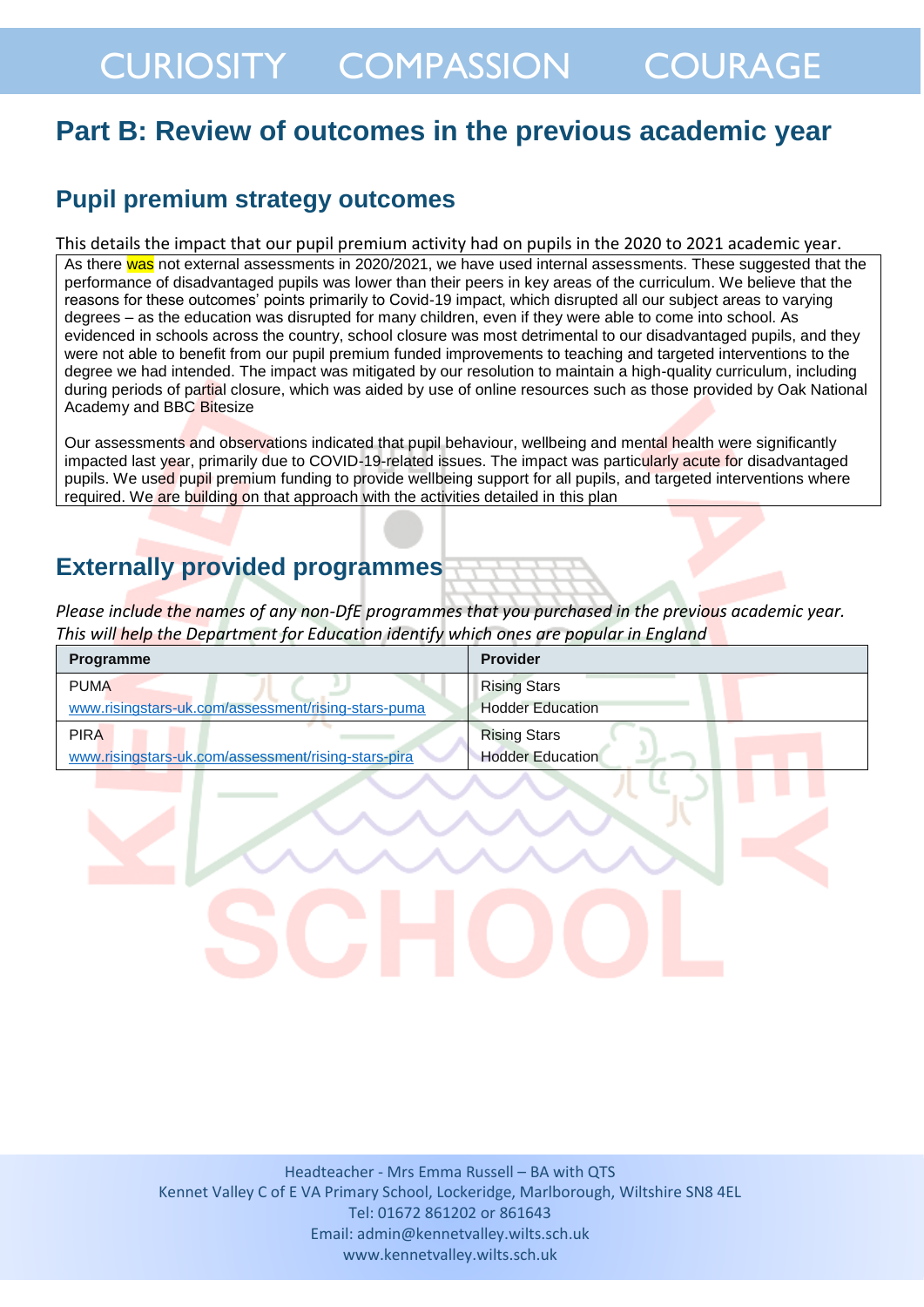## Part B: Review of outcomes in the previous academic year

### Pupil premium strategy outcomes

This details the impact that our pupil premium activity had on pupils in the 2020 to 2021 academic year.

As there was not external assessments in 2020/2021, we have used internal assessments. These suggested that the performance of disadvantaged pupils was lower than their peers in key areas of the curriculum. We believe that the reasons for these outcomes' points primarily to Covid-19 impact, which disrupted all our subject areas to varying degrees – as the education was disrupted for many children, even if they were able to come into school. As evidenced in schools across the country, school closure was most detrimental to our disadvantaged pupils, and they were not able to benefit from our pupil premium funded improvements to teaching and targeted interventions to the degree we had intended. The impact was mitigated by our resolution to maintain a high-quality curriculum, including during periods of partial closure, which was aided by use of online resources such as those provided by Oak National Academy and BBC Bitesize

Our assessments and observations indicated that pupil behaviour, wellbeing and mental health were significantly impacted last year, primarily due to COVID-19-related issues. The impact was particularly acute for disadvantaged pupils. We used pupil premium funding to provide wellbeing support for all pupils, and targeted interventions where required. We are building on that approach with the activities detailed in this plan

### Externally provided programmes

*Please include the names of any non-DfE programmes that you purchased in the previous academic year. This will help the Department for Education identify which ones are popular in England*

| Programme | Provider |
|---|---|
| PUMA<br>www.risingstars-uk.com/assessment/rising-stars-puma | Rising Stars<br>Hodder Education |
| PIRA<br>www.risingstars-uk.com/assessment/rising-stars-pira | Rising Stars<br>Hodder Education |